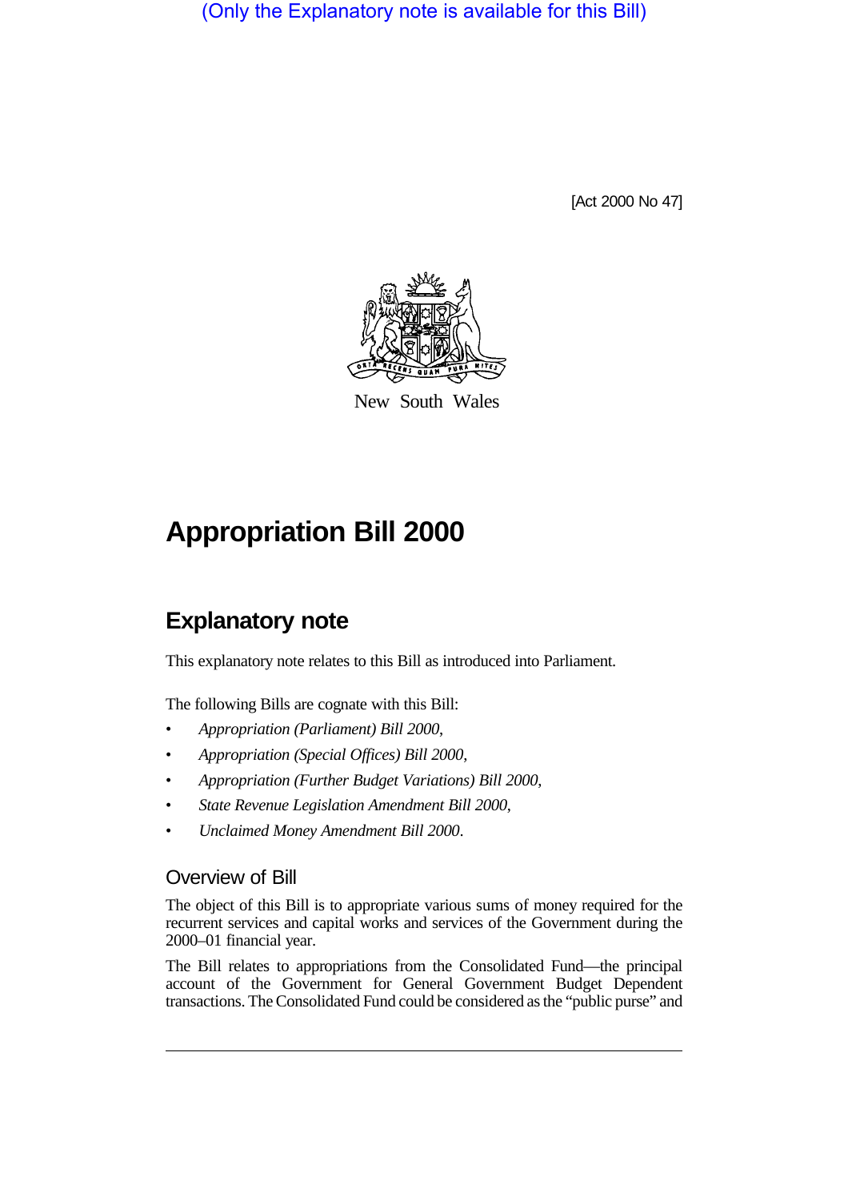(Only the Explanatory note is available for this Bill)

[Act 2000 No 47]

New South Wales

# Appropriation Bill 2000

## Explanatory note

This explanatory note relates to this Bill as introduced into Parliament.

The following Bills are cognate with this Bill:

- *Appropriation (Parliament) Bill 2000*,
- *Appropriation (Special Offices) Bill 2000*,
- *Appropriation (Further Budget Variations) Bill 2000*,
- *State Revenue Legislation Amendment Bill 2000*,
- *Unclaimed Money Amendment Bill 2000*.

### Overview of Bill

The object of this Bill is to appropriate various sums of money required for the recurrent services and capital works and services of the Government during the 2000–01 financial year.

The Bill relates to appropriations from the Consolidated Fund—the principal account of the Government for General Government Budget Dependent transactions. The Consolidated Fund could be considered as the "public purse" and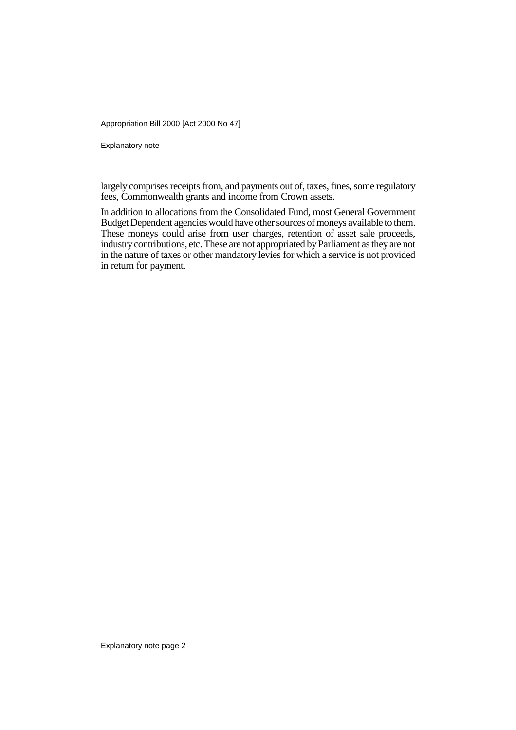largely comprises receipts from, and payments out of, taxes, fines, some regulatory fees, Commonwealth grants and income from Crown assets.

In addition to allocations from the Consolidated Fund, most General Government Budget Dependent agencies would have other sources of moneys available to them. These moneys could arise from user charges, retention of asset sale proceeds, industry contributions, etc. These are not appropriated by Parliament as they are not in the nature of taxes or other mandatory levies for which a service is not provided in return for payment.